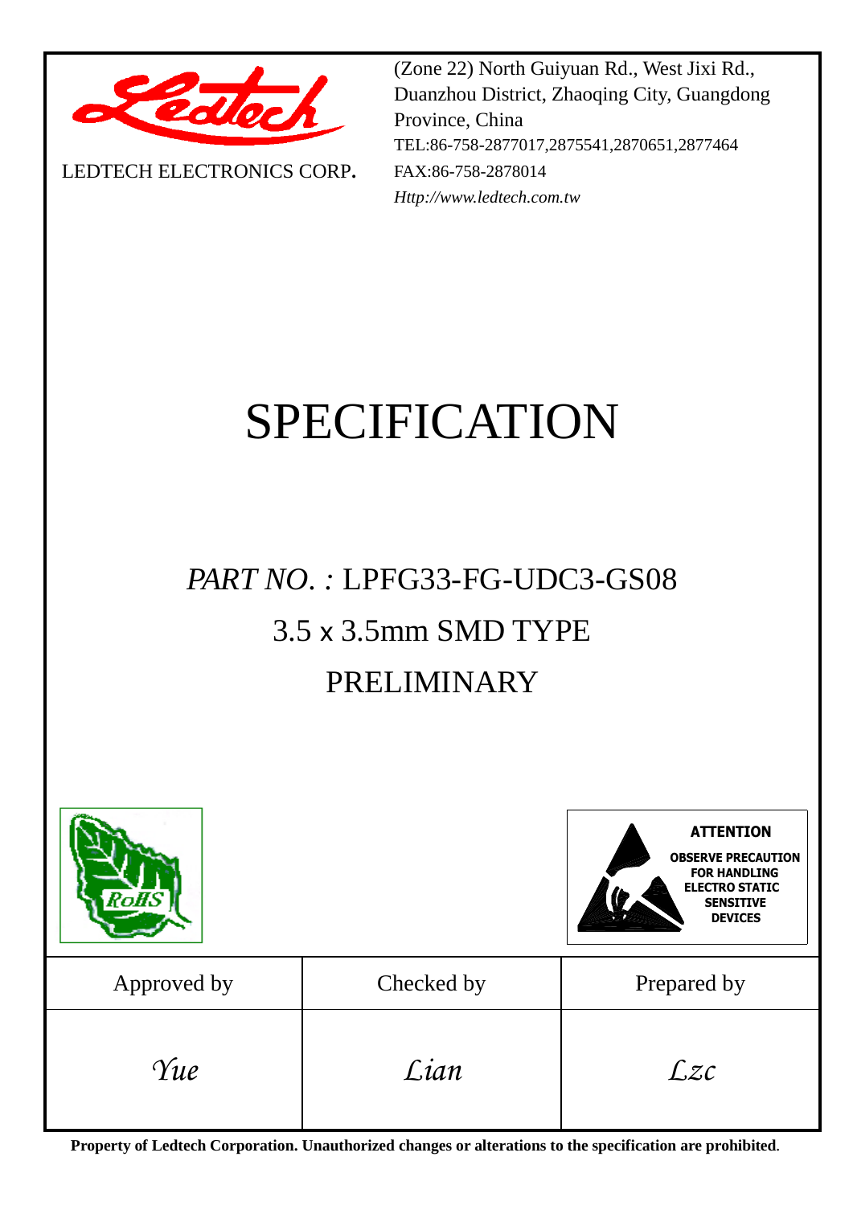LEDTECH ELECTRONICS CORP.

(Zone 22) North Guiyuan Rd., West Jixi Rd., Duanzhou District, Zhaoqing City, Guangdong Province, China
TEL:86-758-2877017,2875541,2870651,2877464
FAX:86-758-2878014
*Http://www.ledtech.com.tw*

# SPECIFICATION

## *PART NO. :* LPFG33-FG-UDC3-GS08

## 3.5 x 3.5mm SMD TYPE

## PRELIMINARY

**ATTENTION**

**OBSERVE PRECAUTION FOR HANDLING ELECTRO STATIC SENSITIVE DEVICES**

| Approved by | Checked by | Prepared by |
|---|---|---|
| *Yue* | *Lian* | *Lzc* |

**Property of Ledtech Corporation. Unauthorized changes or alterations to the specification are prohibited.**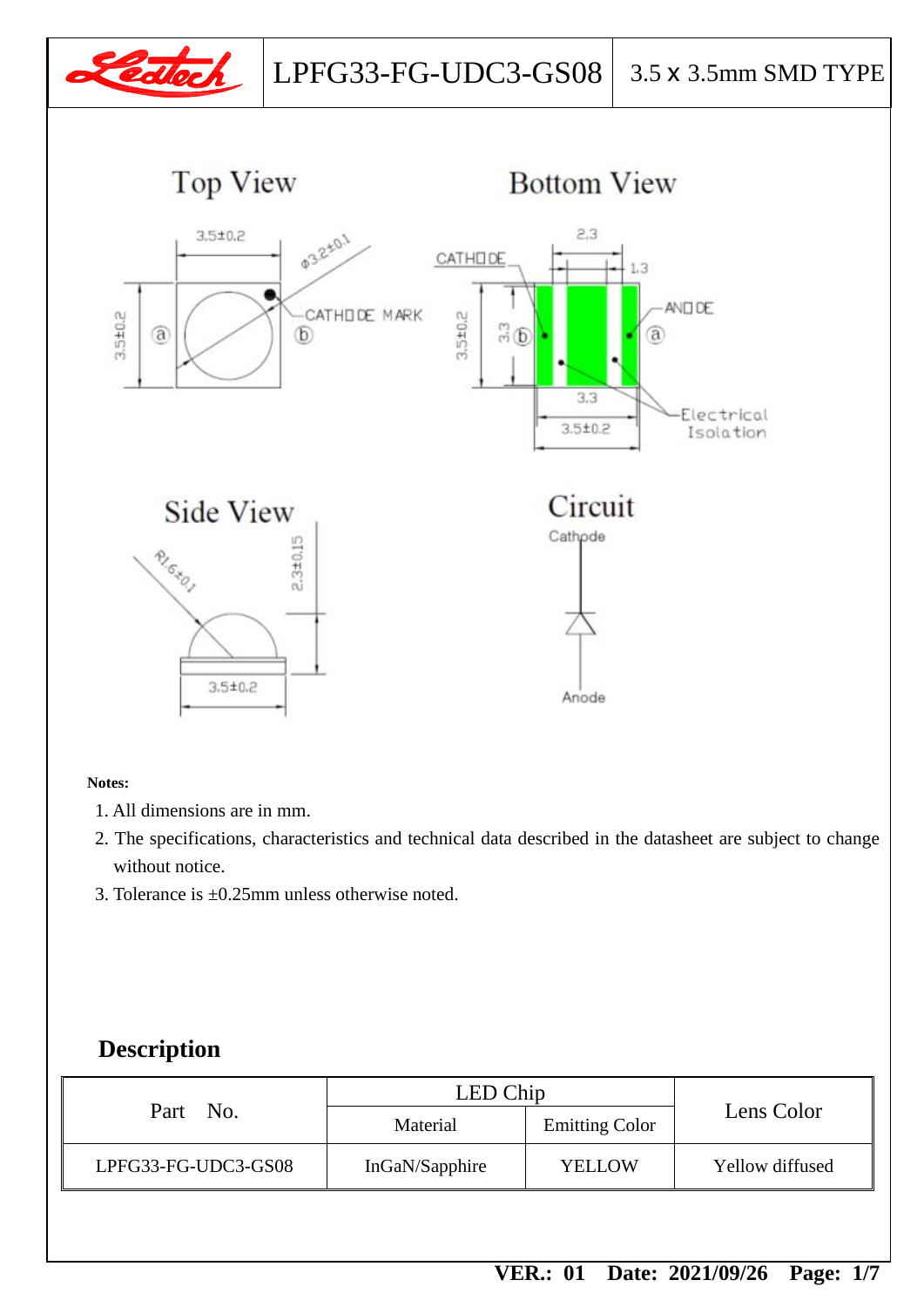| LPFG33-FG-UDC3-GS08 | 3.5 x 3.5mm SMD TYPE |
|---|---|

Top View

Bottom View

Side View

Circuit

Cathode

Anode

**Notes:**

1. All dimensions are in mm.
2. The specifications, characteristics and technical data described in the datasheet are subject to change without notice.
3. Tolerance is ±0.25mm unless otherwise noted.

## Description

| Part No. | LED Chip | | Lens Color |
|---|---|---|---|
| | Material | Emitting Color | |
| LPFG33-FG-UDC3-GS08 | InGaN/Sapphire | YELLOW | Yellow diffused |

**VER.: 01 Date: 2021/09/26**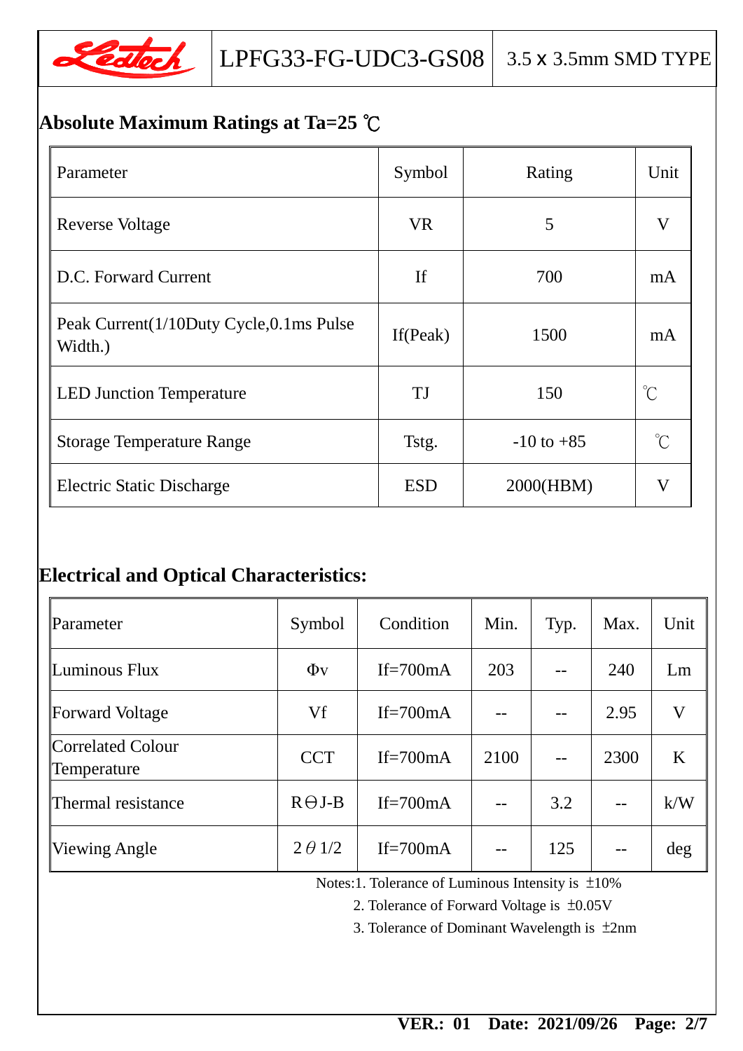## Absolute Maximum Ratings at Ta=25 ℃

| Parameter | Symbol | Rating | Unit |
|---|---|---|---|
| Reverse Voltage | VR | 5 | V |
| D.C. Forward Current | If | 700 | mA |
| Peak Current(1/10Duty Cycle,0.1ms Pulse Width.) | If(Peak) | 1500 | mA |
| LED Junction Temperature | TJ | 150 | ℃ |
| Storage Temperature Range | Tstg. | -10 to +85 | ℃ |
| Electric Static Discharge | ESD | 2000(HBM) | V |

## Electrical and Optical Characteristics:

| Parameter | Symbol | Condition | Min. | Typ. | Max. | Unit |
|---|---|---|---|---|---|---|
| Luminous Flux | Φv | If=700mA | 203 | -- | 240 | Lm |
| Forward Voltage | Vf | If=700mA | -- | -- | 2.95 | V |
| Correlated Colour Temperature | CCT | If=700mA | 2100 | -- | 2300 | K |
| Thermal resistance | RΘJ-B | If=700mA | -- | 3.2 | -- | k/W |
| Viewing Angle | 2θ1/2 | If=700mA | -- | 125 | -- | deg |

Notes:1. Tolerance of Luminous Intensity is ±10%

2. Tolerance of Forward Voltage is ±0.05V

3. Tolerance of Dominant Wavelength is ±2nm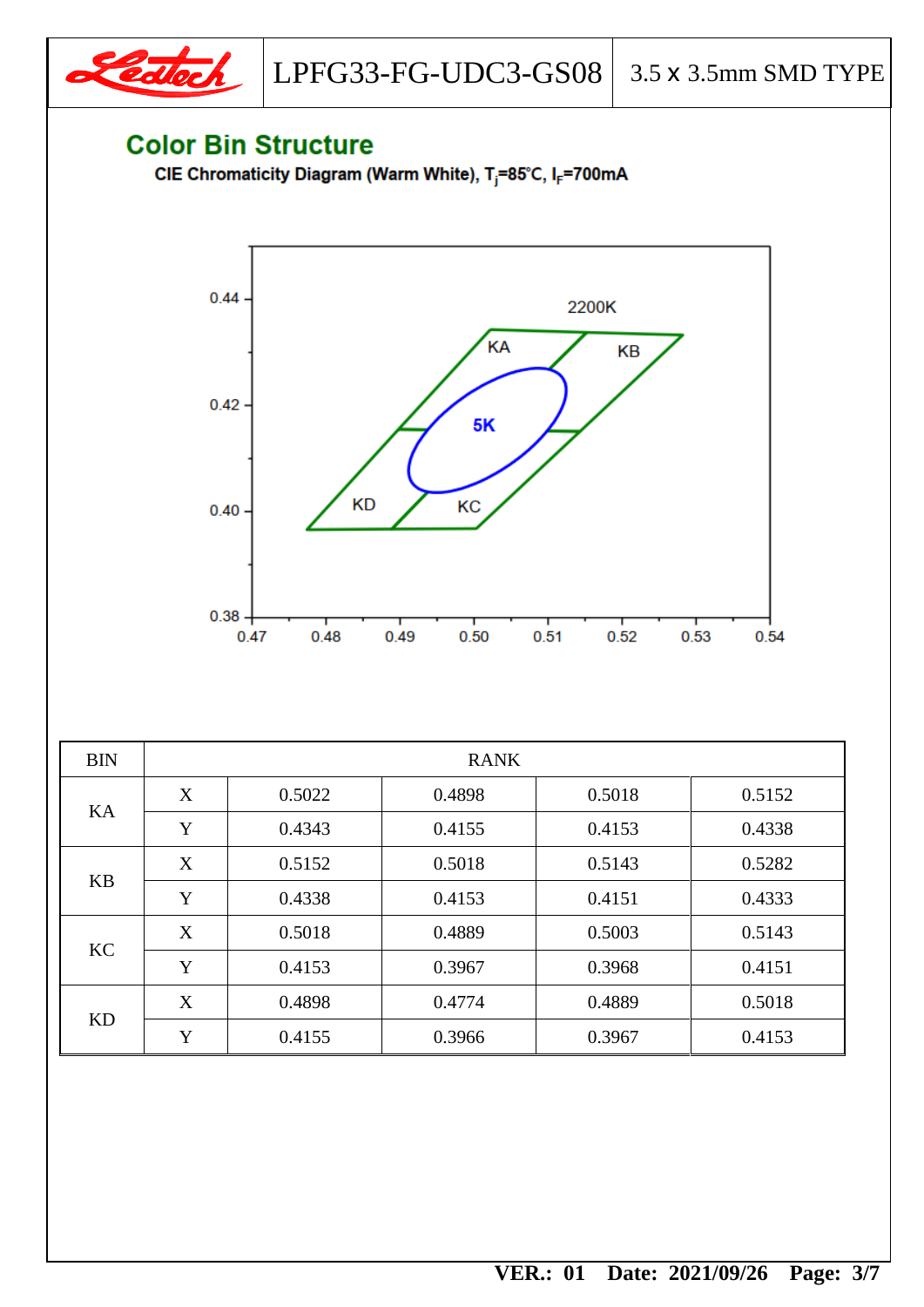## Color Bin Structure

**CIE Chromaticity Diagram (Warm White), $T_j$=85°C, $I_F$=700mA**

| BIN | RANK | | | | |
|---|---|---|---|---|---|
| KA | X | 0.5022 | 0.4898 | 0.5018 | 0.5152 |
| | Y | 0.4343 | 0.4155 | 0.4153 | 0.4338 |
| KB | X | 0.5152 | 0.5018 | 0.5143 | 0.5282 |
| | Y | 0.4338 | 0.4153 | 0.4151 | 0.4333 |
| KC | X | 0.5018 | 0.4889 | 0.5003 | 0.5143 |
| | Y | 0.4153 | 0.3967 | 0.3968 | 0.4151 |
| KD | X | 0.4898 | 0.4774 | 0.4889 | 0.5018 |
| | Y | 0.4155 | 0.3966 | 0.3967 | 0.4153 |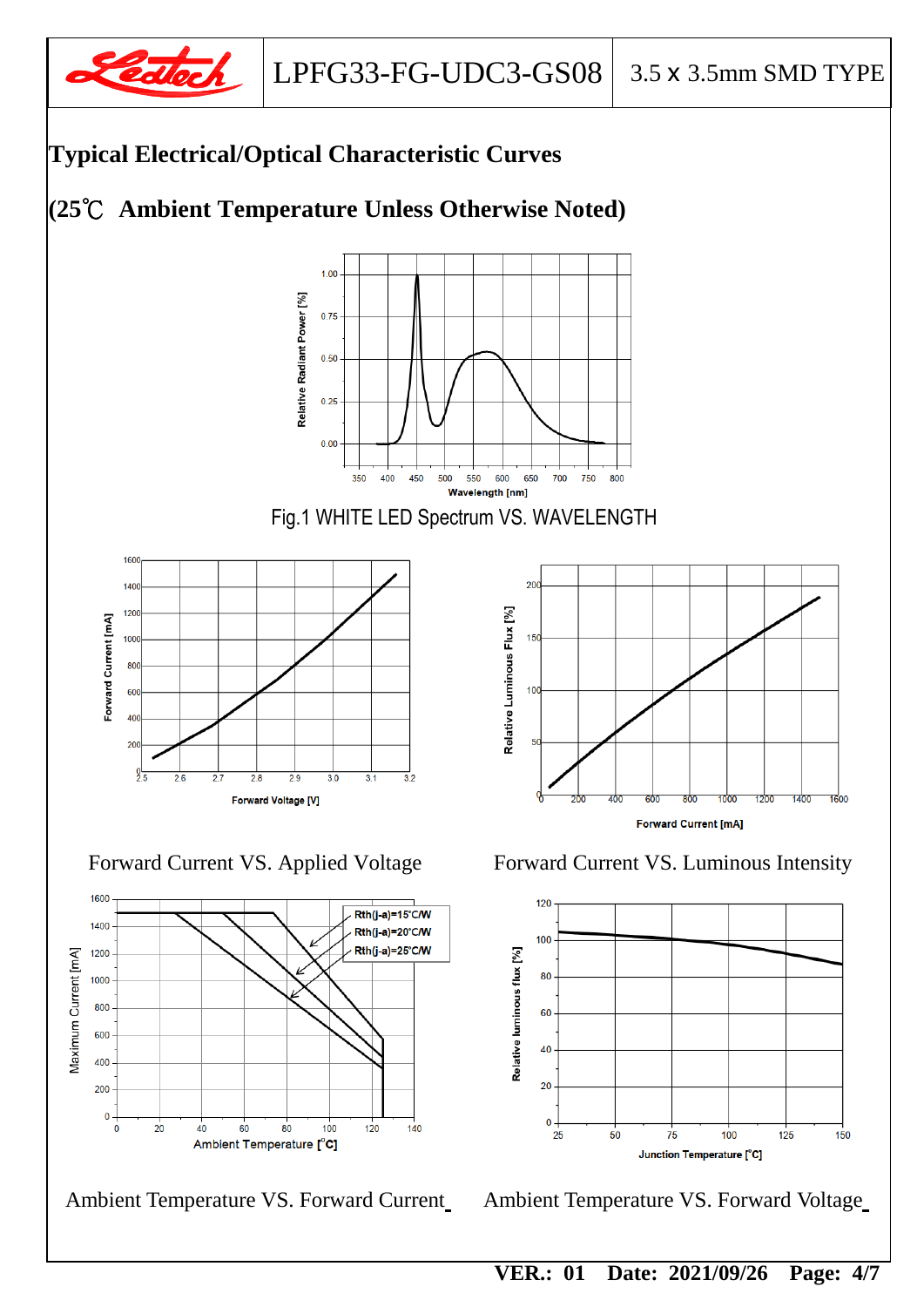## Typical Electrical/Optical Characteristic Curves

## (25℃ Ambient Temperature Unless Otherwise Noted)

Fig.1 WHITE LED Spectrum VS. WAVELENGTH

Forward Current VS. Applied Voltage

Forward Current VS. Luminous Intensity

Ambient Temperature VS. Forward Current

Ambient Temperature VS. Forward Voltage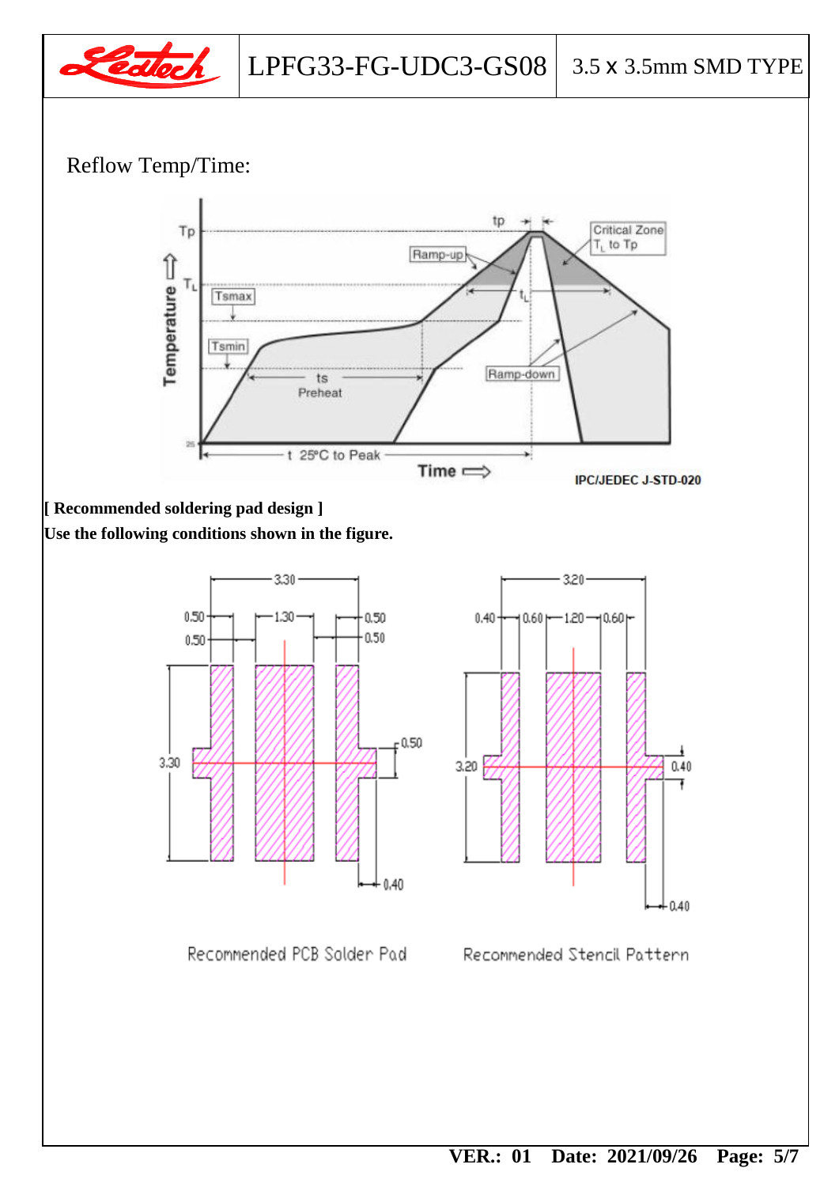Reflow Temp/Time:

**[ Recommended soldering pad design ]**

**Use the following conditions shown in the figure.**

Recommended PCB Solder Pad

Recommended Stencil Pattern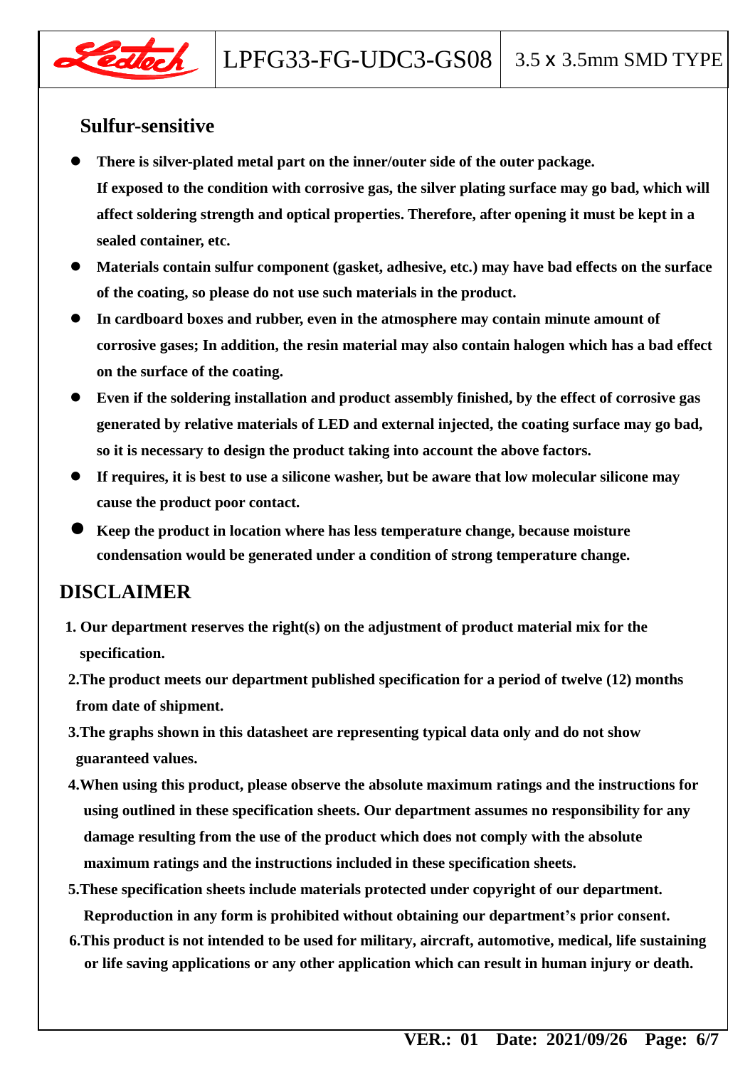## Sulfur-sensitive

- **There is silver-plated metal part on the inner/outer side of the outer package. If exposed to the condition with corrosive gas, the silver plating surface may go bad, which will affect soldering strength and optical properties. Therefore, after opening it must be kept in a sealed container, etc.**
- **Materials contain sulfur component (gasket, adhesive, etc.) may have bad effects on the surface of the coating, so please do not use such materials in the product.**
- **In cardboard boxes and rubber, even in the atmosphere may contain minute amount of corrosive gases; In addition, the resin material may also contain halogen which has a bad effect on the surface of the coating.**
- **Even if the soldering installation and product assembly finished, by the effect of corrosive gas generated by relative materials of LED and external injected, the coating surface may go bad, so it is necessary to design the product taking into account the above factors.**
- **If requires, it is best to use a silicone washer, but be aware that low molecular silicone may cause the product poor contact.**
- **Keep the product in location where has less temperature change, because moisture condensation would be generated under a condition of strong temperature change.**

## DISCLAIMER

1. **Our department reserves the right(s) on the adjustment of product material mix for the specification.**
2. **The product meets our department published specification for a period of twelve (12) months from date of shipment.**
3. **The graphs shown in this datasheet are representing typical data only and do not show guaranteed values.**
4. **When using this product, please observe the absolute maximum ratings and the instructions for using outlined in these specification sheets. Our department assumes no responsibility for any damage resulting from the use of the product which does not comply with the absolute maximum ratings and the instructions included in these specification sheets.**
5. **These specification sheets include materials protected under copyright of our department. Reproduction in any form is prohibited without obtaining our department's prior consent.**
6. **This product is not intended to be used for military, aircraft, automotive, medical, life sustaining or life saving applications or any other application which can result in human injury or death.**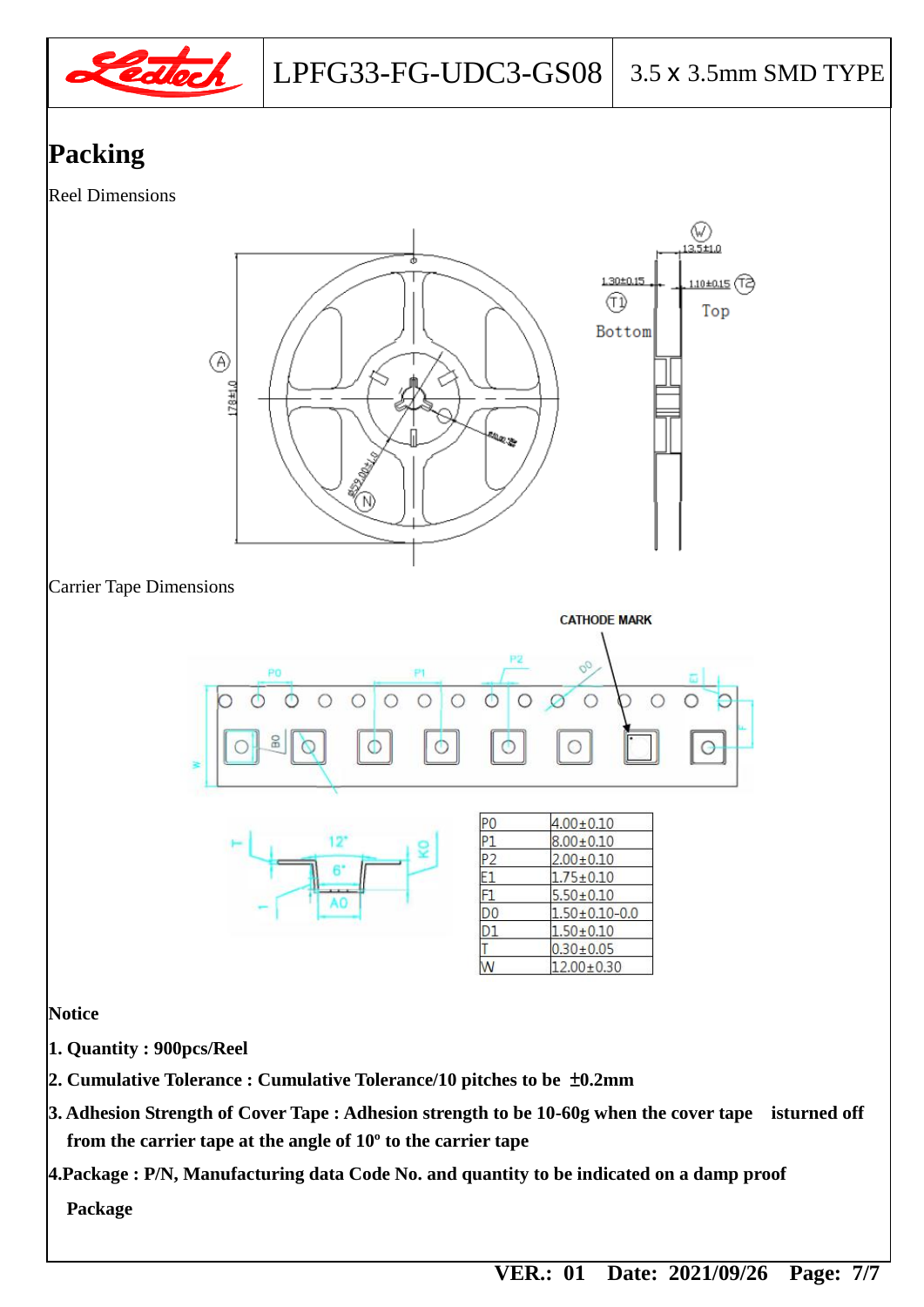# Packing

Reel Dimensions

A
178±1.0
N
φ59.00±1.0
W
13.5±1.0
1.30±0.15
T1
Bottom
1.10±0.15
T2
Top

Carrier Tape Dimensions

CATHODE MARK

P0
P1
P2
D0
E1
F
W
B0
T
12°
6°
A0
K0

| | |
|---|---|
| P0 | 4.00±0.10 |
| P1 | 8.00±0.10 |
| P2 | 2.00±0.10 |
| E1 | 1.75±0.10 |
| F1 | 5.50±0.10 |
| D0 | 1.50±0.10-0.0 |
| D1 | 1.50±0.10 |
| T | 0.30±0.05 |
| W | 12.00±0.30 |

**Notice**

**1. Quantity : 900pcs/Reel**

**2. Cumulative Tolerance : Cumulative Tolerance/10 pitches to be ±0.2mm**

**3. Adhesion Strength of Cover Tape : Adhesion strength to be 10-60g when the cover tape isturned off from the carrier tape at the angle of 10° to the carrier tape**

**4.Package : P/N, Manufacturing data Code No. and quantity to be indicated on a damp proof Package**